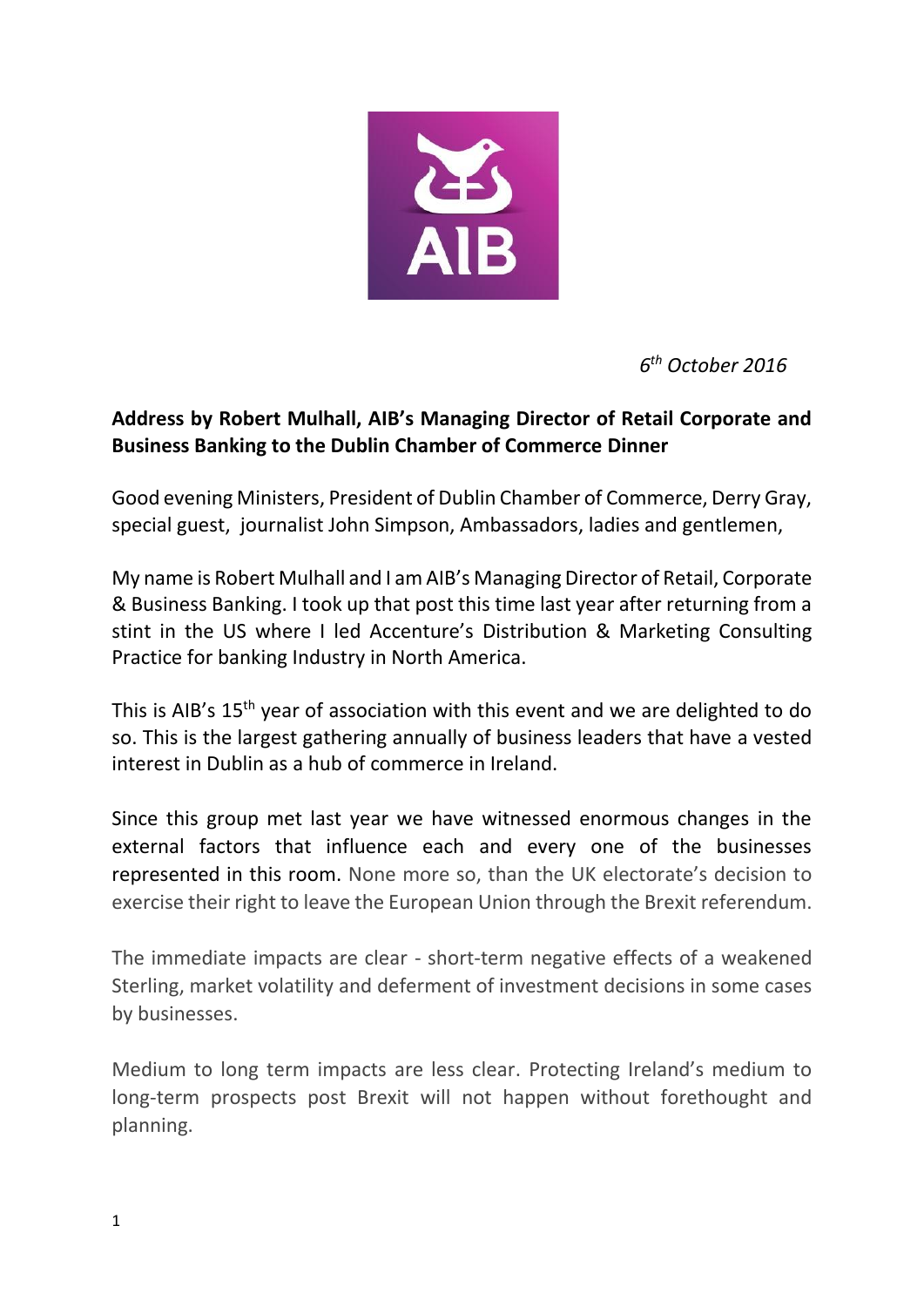*6th October 2016*

**Address by Robert Mulhall, AIB's Managing Director of Retail Corporate and Business Banking to the Dublin Chamber of Commerce Dinner**

Good evening Ministers, President of Dublin Chamber of Commerce, Derry Gray, special guest, journalist John Simpson, Ambassadors, ladies and gentlemen,

My name is Robert Mulhall and I am AIB's Managing Director of Retail, Corporate & Business Banking. I took up that post this time last year after returning from a stint in the US where I led Accenture's Distribution & Marketing Consulting Practice for banking Industry in North America.

This is AIB's 15th year of association with this event and we are delighted to do so. This is the largest gathering annually of business leaders that have a vested interest in Dublin as a hub of commerce in Ireland.

Since this group met last year we have witnessed enormous changes in the external factors that influence each and every one of the businesses represented in this room. None more so, than the UK electorate's decision to exercise their right to leave the European Union through the Brexit referendum.

The immediate impacts are clear - short-term negative effects of a weakened Sterling, market volatility and deferment of investment decisions in some cases by businesses.

Medium to long term impacts are less clear. Protecting Ireland's medium to long-term prospects post Brexit will not happen without forethought and planning.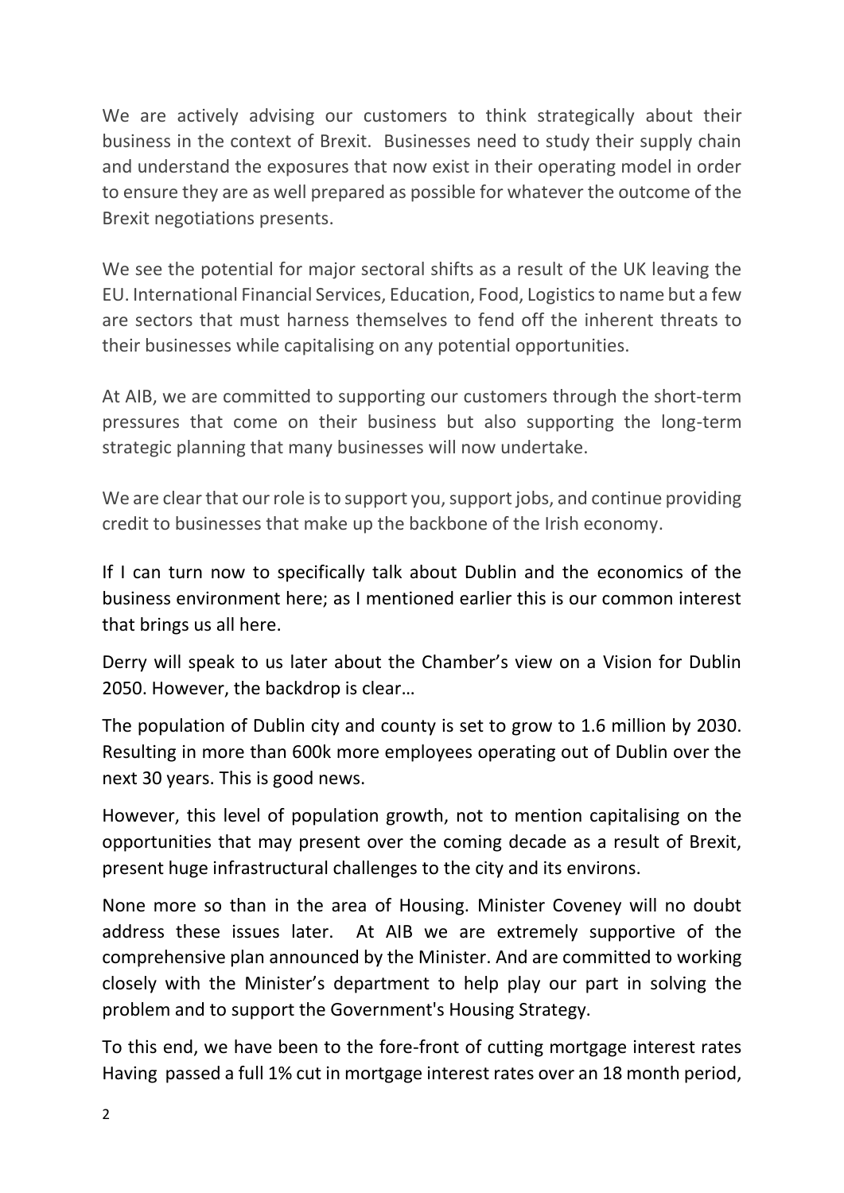We are actively advising our customers to think strategically about their business in the context of Brexit. Businesses need to study their supply chain and understand the exposures that now exist in their operating model in order to ensure they are as well prepared as possible for whatever the outcome of the Brexit negotiations presents.

We see the potential for major sectoral shifts as a result of the UK leaving the EU. International Financial Services, Education, Food, Logistics to name but a few are sectors that must harness themselves to fend off the inherent threats to their businesses while capitalising on any potential opportunities.

At AIB, we are committed to supporting our customers through the short-term pressures that come on their business but also supporting the long-term strategic planning that many businesses will now undertake.

We are clear that our role is to support you, support jobs, and continue providing credit to businesses that make up the backbone of the Irish economy.

If I can turn now to specifically talk about Dublin and the economics of the business environment here; as I mentioned earlier this is our common interest that brings us all here.

Derry will speak to us later about the Chamber's view on a Vision for Dublin 2050. However, the backdrop is clear…

The population of Dublin city and county is set to grow to 1.6 million by 2030. Resulting in more than 600k more employees operating out of Dublin over the next 30 years. This is good news.

However, this level of population growth, not to mention capitalising on the opportunities that may present over the coming decade as a result of Brexit, present huge infrastructural challenges to the city and its environs.

None more so than in the area of Housing. Minister Coveney will no doubt address these issues later. At AIB we are extremely supportive of the comprehensive plan announced by the Minister. And are committed to working closely with the Minister's department to help play our part in solving the problem and to support the Government's Housing Strategy.

To this end, we have been to the fore-front of cutting mortgage interest rates Having passed a full 1% cut in mortgage interest rates over an 18 month period,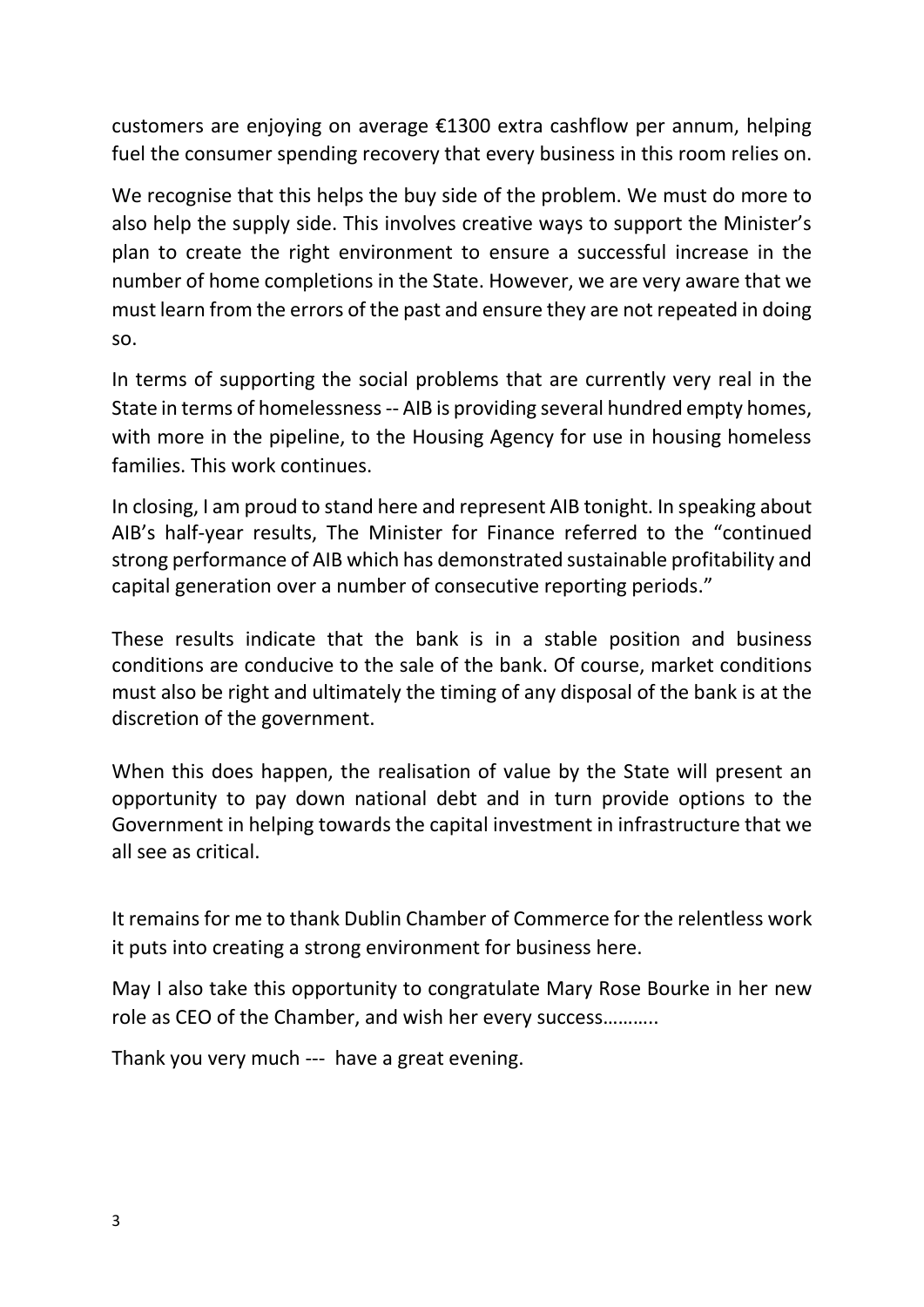customers are enjoying on average €1300 extra cashflow per annum, helping fuel the consumer spending recovery that every business in this room relies on.

We recognise that this helps the buy side of the problem. We must do more to also help the supply side. This involves creative ways to support the Minister's plan to create the right environment to ensure a successful increase in the number of home completions in the State. However, we are very aware that we must learn from the errors of the past and ensure they are not repeated in doing so.

In terms of supporting the social problems that are currently very real in the State in terms of homelessness -- AIB is providing several hundred empty homes, with more in the pipeline, to the Housing Agency for use in housing homeless families. This work continues.

In closing, I am proud to stand here and represent AIB tonight. In speaking about AIB's half-year results, The Minister for Finance referred to the "continued strong performance of AIB which has demonstrated sustainable profitability and capital generation over a number of consecutive reporting periods."

These results indicate that the bank is in a stable position and business conditions are conducive to the sale of the bank. Of course, market conditions must also be right and ultimately the timing of any disposal of the bank is at the discretion of the government.

When this does happen, the realisation of value by the State will present an opportunity to pay down national debt and in turn provide options to the Government in helping towards the capital investment in infrastructure that we all see as critical.

It remains for me to thank Dublin Chamber of Commerce for the relentless work it puts into creating a strong environment for business here.

May I also take this opportunity to congratulate Mary Rose Bourke in her new role as CEO of the Chamber, and wish her every success………..

Thank you very much --- have a great evening.